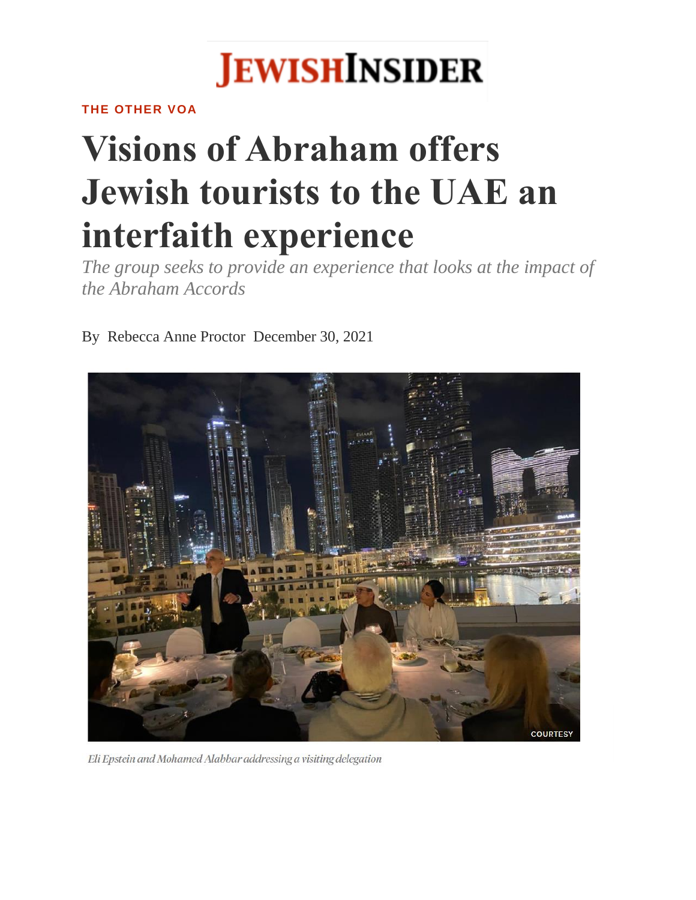JEWISHINSIDER

THE OTHER VOA

# Visions of Abraham offers Jewish tourists to the UAE an interfaith experience

*The group seeks to provide an experience that looks at the impact of the Abraham Accords*

By Rebecca Anne Proctor December 30, 2021

Eli Epstein and Mohamed Alabbar addressing a visiting delegation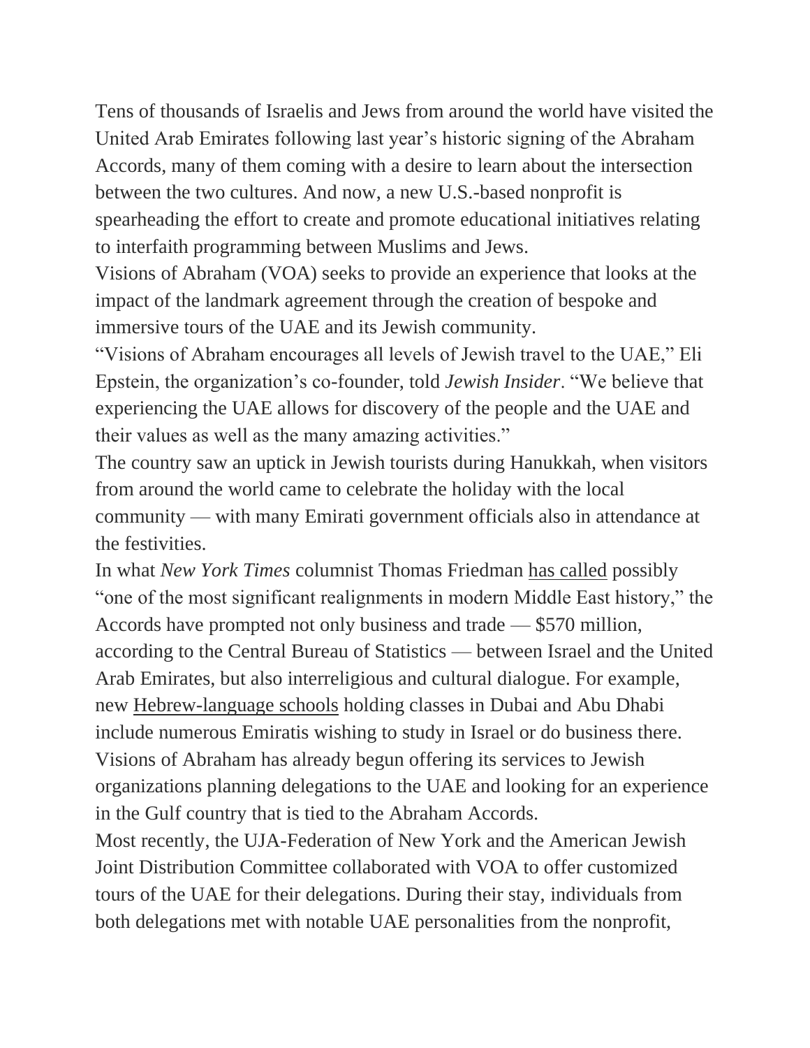Tens of thousands of Israelis and Jews from around the world have visited the United Arab Emirates following last year's historic signing of the Abraham Accords, many of them coming with a desire to learn about the intersection between the two cultures. And now, a new U.S.-based nonprofit is spearheading the effort to create and promote educational initiatives relating to interfaith programming between Muslims and Jews.

Visions of Abraham (VOA) seeks to provide an experience that looks at the impact of the landmark agreement through the creation of bespoke and immersive tours of the UAE and its Jewish community.

"Visions of Abraham encourages all levels of Jewish travel to the UAE," Eli Epstein, the organization's co-founder, told *Jewish Insider*. "We believe that experiencing the UAE allows for discovery of the people and the UAE and their values as well as the many amazing activities."

The country saw an uptick in Jewish tourists during Hanukkah, when visitors from around the world came to celebrate the holiday with the local community — with many Emirati government officials also in attendance at the festivities.

In what *New York Times* columnist Thomas Friedman has called possibly "one of the most significant realignments in modern Middle East history," the Accords have prompted not only business and trade — $570 million, according to the Central Bureau of Statistics — between Israel and the United Arab Emirates, but also interreligious and cultural dialogue. For example, new Hebrew-language schools holding classes in Dubai and Abu Dhabi include numerous Emiratis wishing to study in Israel or do business there.

Visions of Abraham has already begun offering its services to Jewish organizations planning delegations to the UAE and looking for an experience in the Gulf country that is tied to the Abraham Accords.

Most recently, the UJA-Federation of New York and the American Jewish Joint Distribution Committee collaborated with VOA to offer customized tours of the UAE for their delegations. During their stay, individuals from both delegations met with notable UAE personalities from the nonprofit,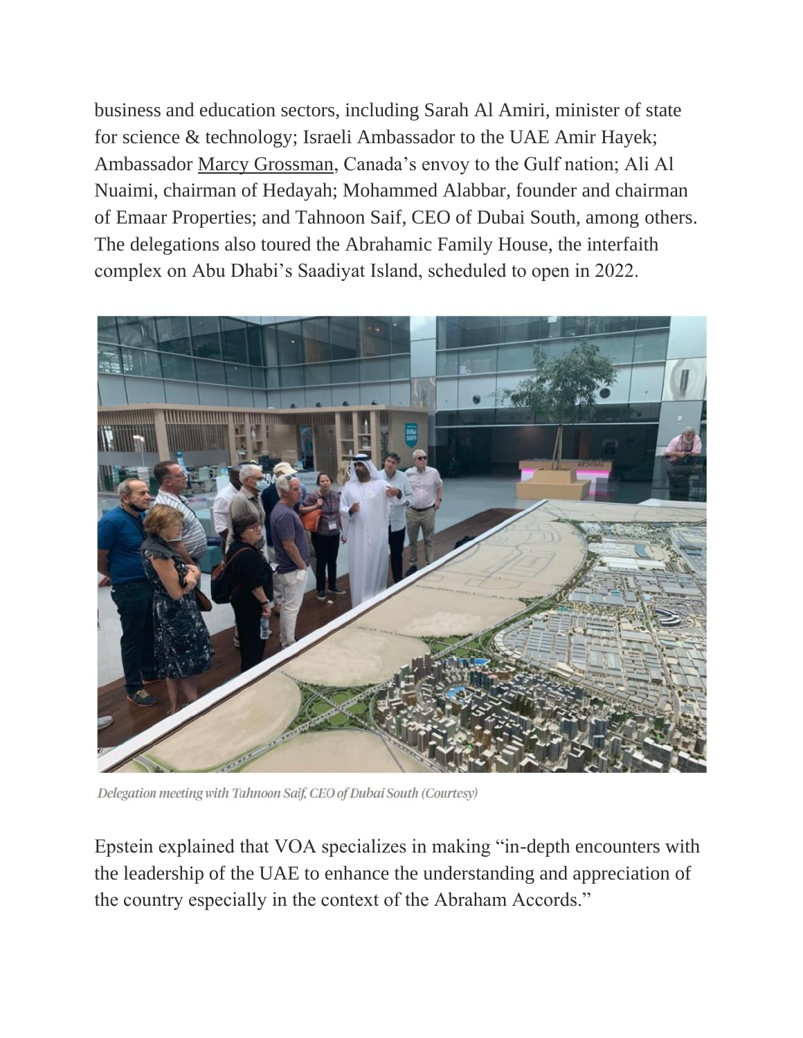business and education sectors, including Sarah Al Amiri, minister of state for science & technology; Israeli Ambassador to the UAE Amir Hayek; Ambassador Marcy Grossman, Canada's envoy to the Gulf nation; Ali Al Nuaimi, chairman of Hedayah; Mohammed Alabbar, founder and chairman of Emaar Properties; and Tahnoon Saif, CEO of Dubai South, among others. The delegations also toured the Abrahamic Family House, the interfaith complex on Abu Dhabi's Saadiyat Island, scheduled to open in 2022.

*Delegation meeting with Tahnoon Saif, CEO of Dubai South (Courtesy)*

Epstein explained that VOA specializes in making "in-depth encounters with the leadership of the UAE to enhance the understanding and appreciation of the country especially in the context of the Abraham Accords."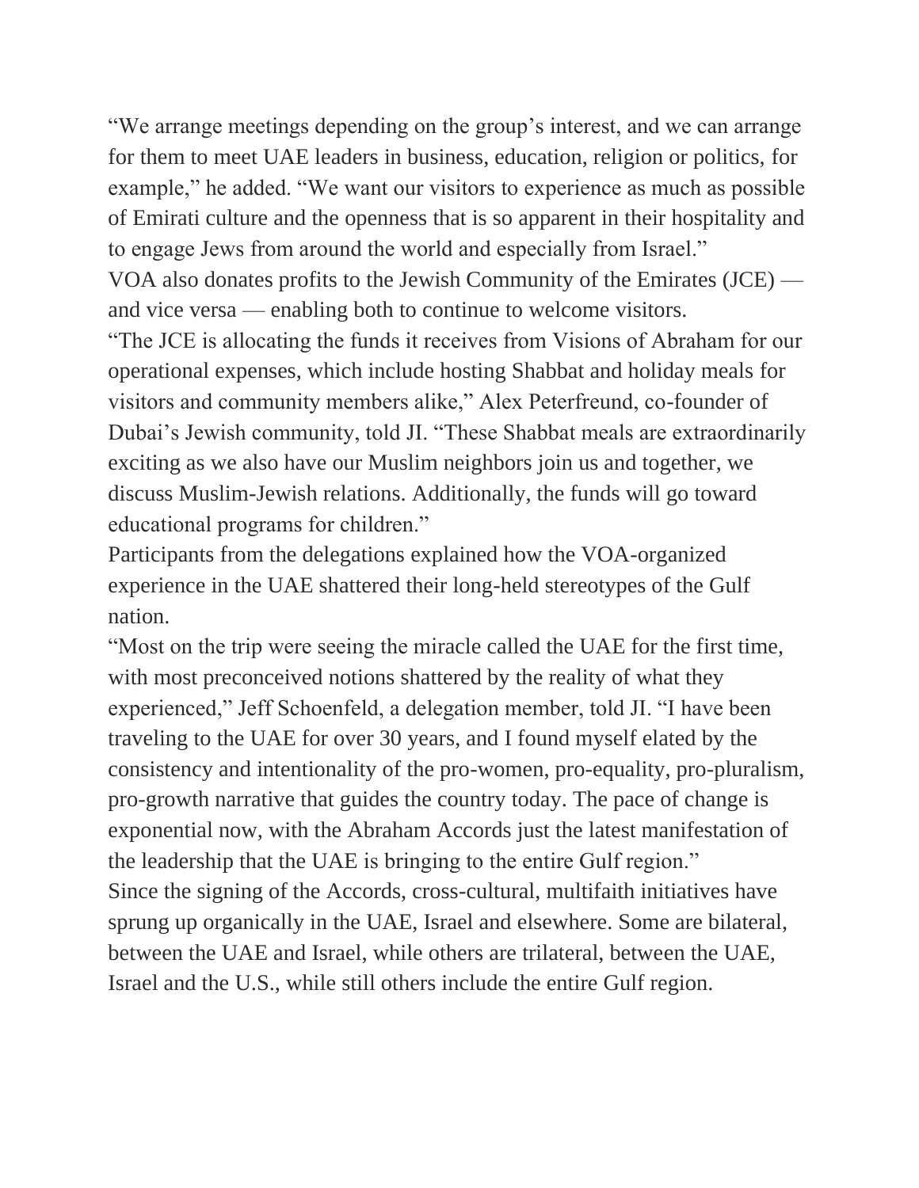"We arrange meetings depending on the group's interest, and we can arrange for them to meet UAE leaders in business, education, religion or politics, for example," he added. "We want our visitors to experience as much as possible of Emirati culture and the openness that is so apparent in their hospitality and to engage Jews from around the world and especially from Israel."

VOA also donates profits to the Jewish Community of the Emirates (JCE) — and vice versa — enabling both to continue to welcome visitors.

"The JCE is allocating the funds it receives from Visions of Abraham for our operational expenses, which include hosting Shabbat and holiday meals for visitors and community members alike," Alex Peterfreund, co-founder of Dubai's Jewish community, told JI. "These Shabbat meals are extraordinarily exciting as we also have our Muslim neighbors join us and together, we discuss Muslim-Jewish relations. Additionally, the funds will go toward educational programs for children."

Participants from the delegations explained how the VOA-organized experience in the UAE shattered their long-held stereotypes of the Gulf nation.

"Most on the trip were seeing the miracle called the UAE for the first time, with most preconceived notions shattered by the reality of what they experienced," Jeff Schoenfeld, a delegation member, told JI. "I have been traveling to the UAE for over 30 years, and I found myself elated by the consistency and intentionality of the pro-women, pro-equality, pro-pluralism, pro-growth narrative that guides the country today. The pace of change is exponential now, with the Abraham Accords just the latest manifestation of the leadership that the UAE is bringing to the entire Gulf region."

Since the signing of the Accords, cross-cultural, multifaith initiatives have sprung up organically in the UAE, Israel and elsewhere. Some are bilateral, between the UAE and Israel, while others are trilateral, between the UAE, Israel and the U.S., while still others include the entire Gulf region.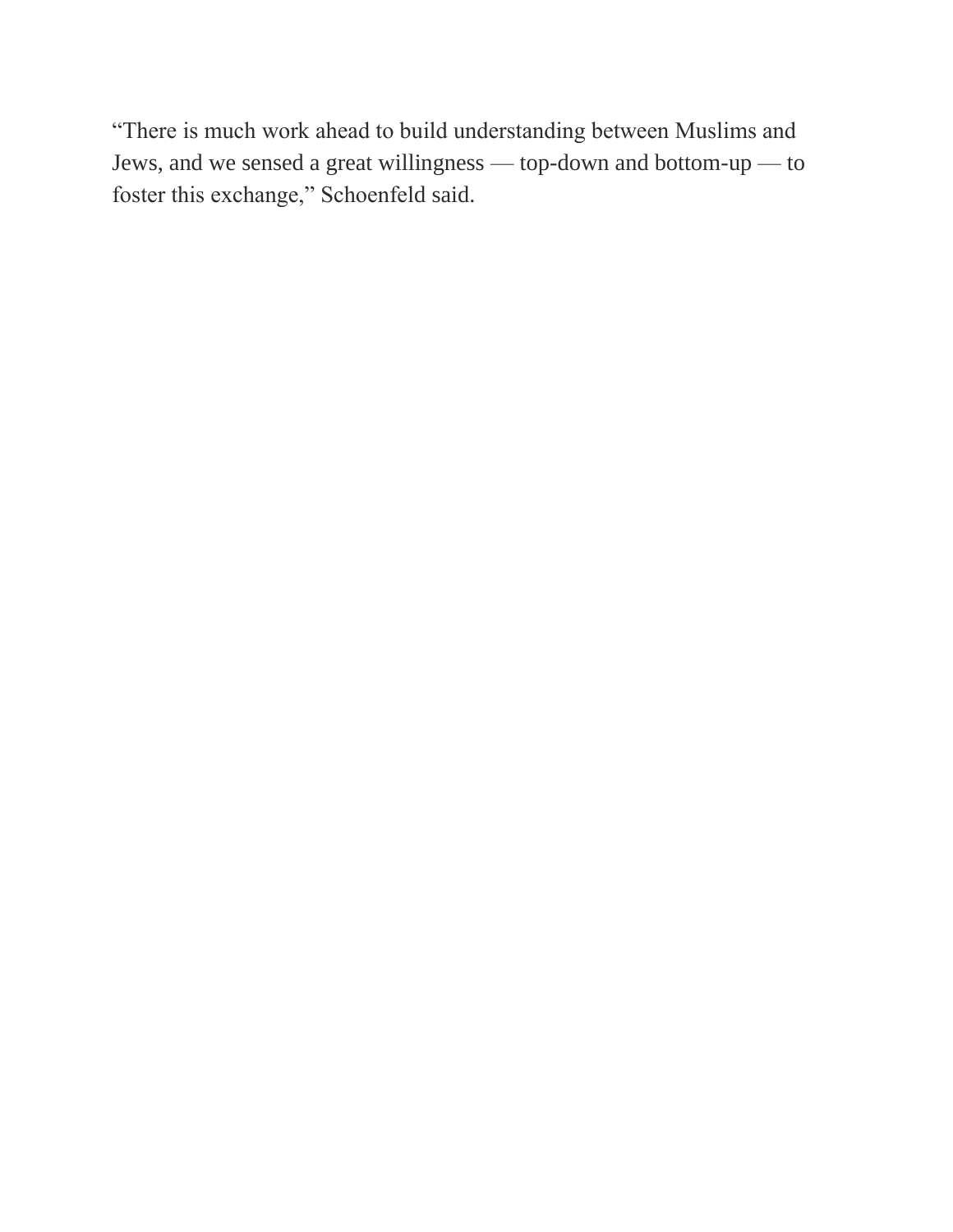"There is much work ahead to build understanding between Muslims and Jews, and we sensed a great willingness — top-down and bottom-up — to foster this exchange," Schoenfeld said.